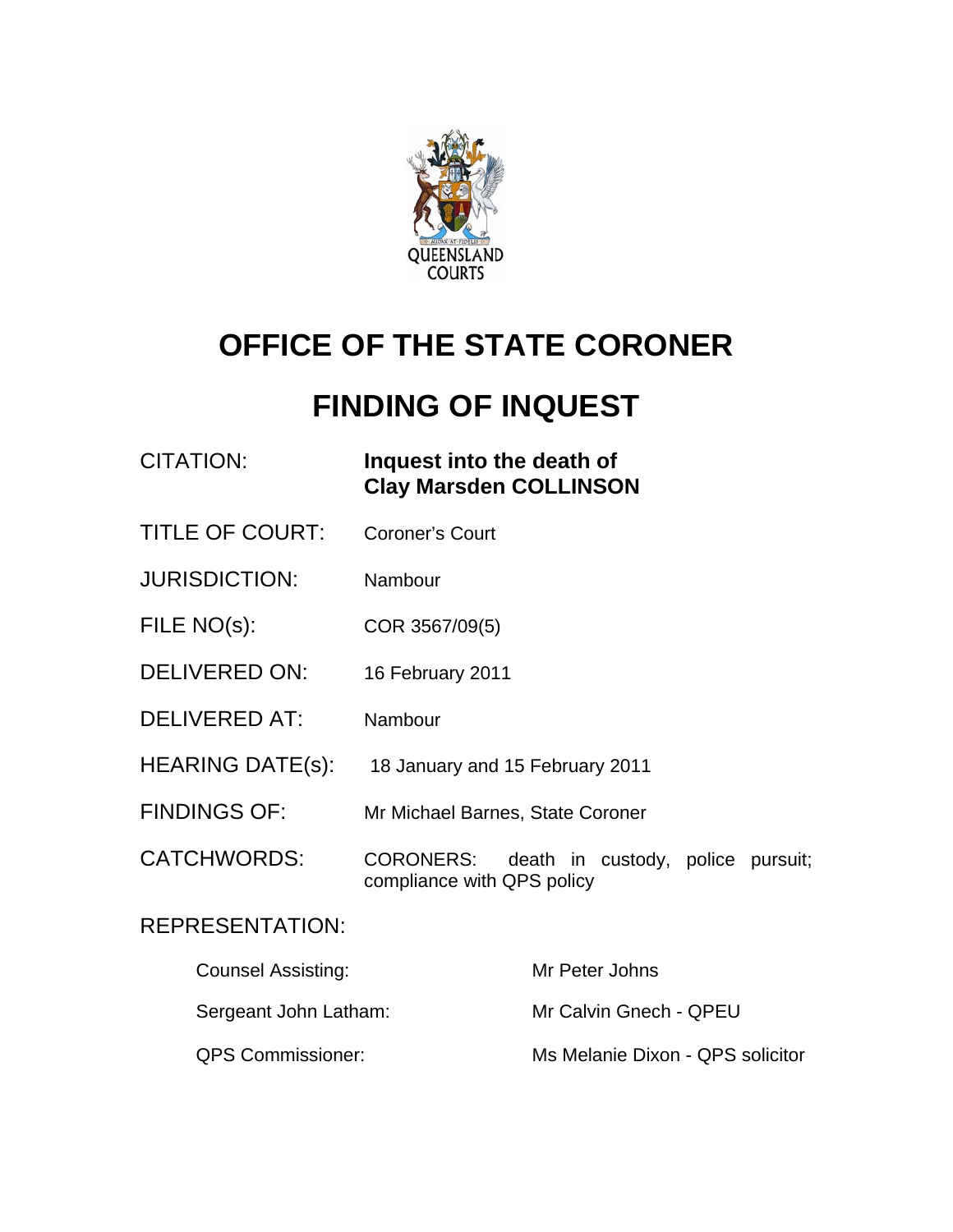QUEENSLAND COURTS

# OFFICE OF THE STATE CORONER

# FINDING OF INQUEST

| | |
|---|---|
| CITATION: | **Inquest into the death of Clay Marsden COLLINSON** |
| TITLE OF COURT: | Coroner's Court |
| JURISDICTION: | Nambour |
| FILE NO(s): | COR 3567/09(5) |
| DELIVERED ON: | 16 February 2011 |
| DELIVERED AT: | Nambour |
| HEARING DATE(s): | 18 January and 15 February 2011 |
| FINDINGS OF: | Mr Michael Barnes, State Coroner |
| CATCHWORDS: | CORONERS: death in custody, police pursuit; compliance with QPS policy |

REPRESENTATION:

| | |
|---|---|
| Counsel Assisting: | Mr Peter Johns |
| Sergeant John Latham: | Mr Calvin Gnech - QPEU |
| QPS Commissioner: | Ms Melanie Dixon - QPS solicitor |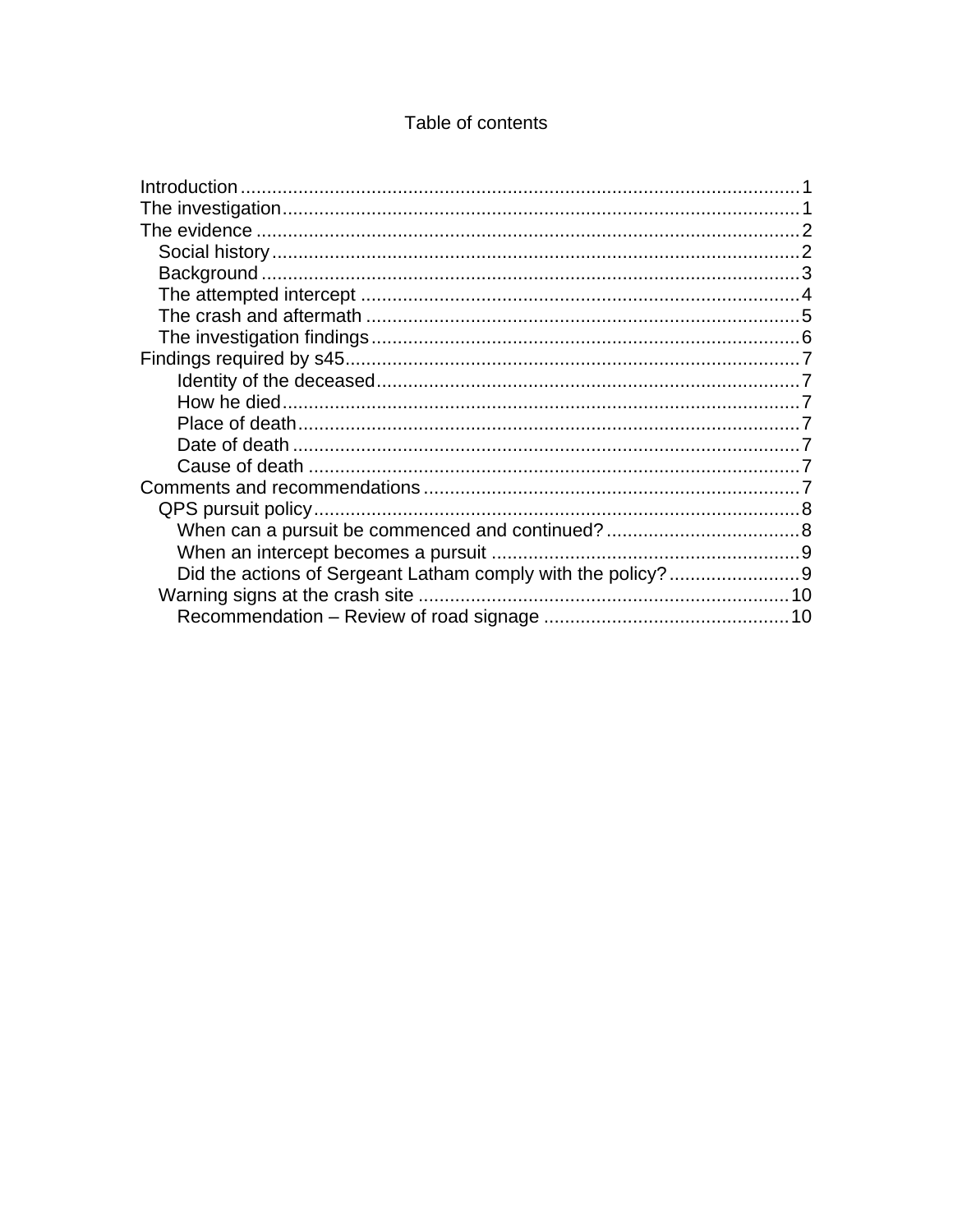# Table of contents

- Introduction ... 1
- The investigation ... 1
- The evidence ... 2
  - Social history ... 2
  - Background ... 3
  - The attempted intercept ... 4
  - The crash and aftermath ... 5
  - The investigation findings ... 6
- Findings required by s45 ... 7
    - Identity of the deceased ... 7
    - How he died ... 7
    - Place of death ... 7
    - Date of death ... 7
    - Cause of death ... 7
- Comments and recommendations ... 7
  - QPS pursuit policy ... 8
    - When can a pursuit be commenced and continued? ... 8
    - When an intercept becomes a pursuit ... 9
    - Did the actions of Sergeant Latham comply with the policy? ... 9
  - Warning signs at the crash site ... 10
    - Recommendation – Review of road signage ... 10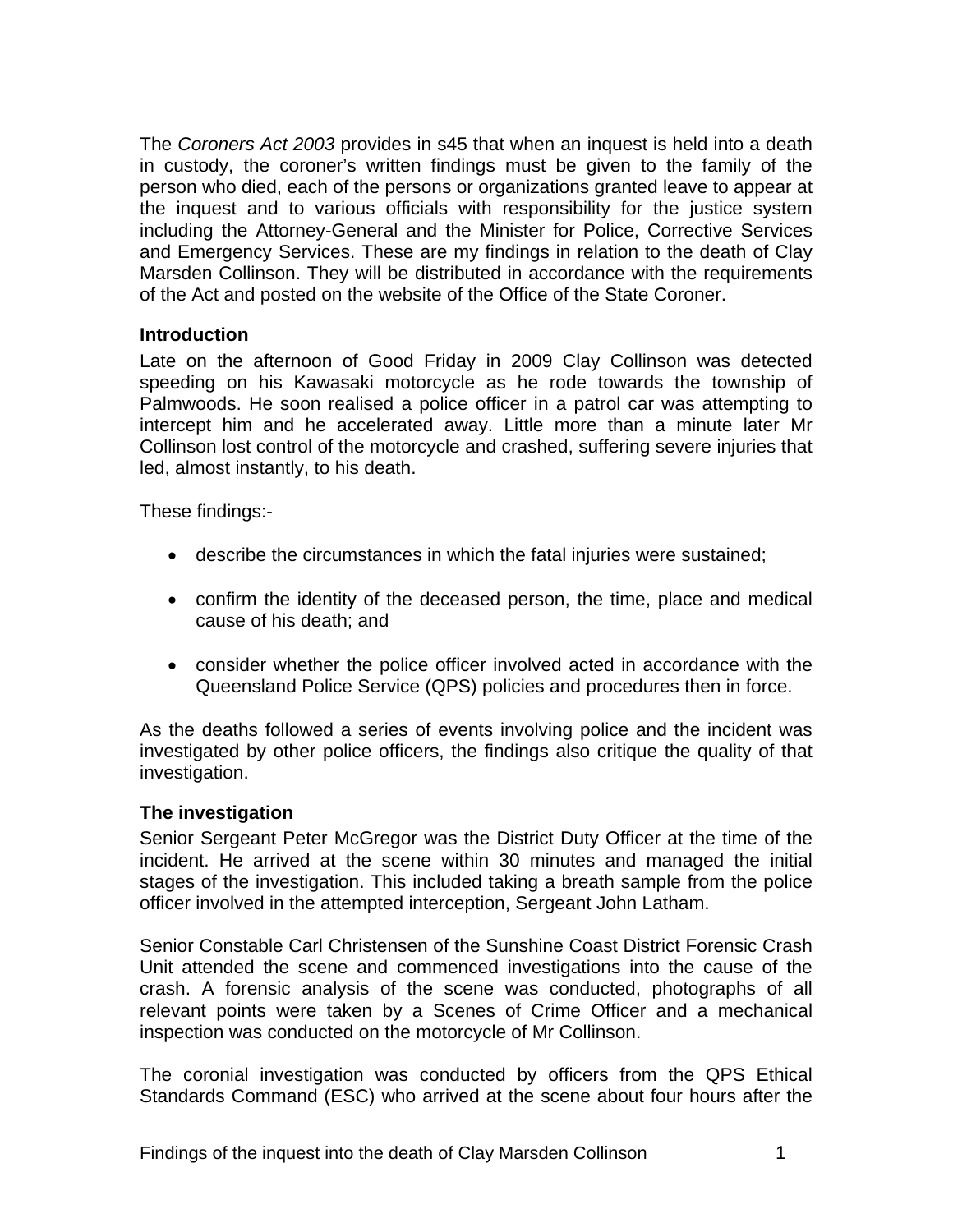The *Coroners Act 2003* provides in s45 that when an inquest is held into a death in custody, the coroner's written findings must be given to the family of the person who died, each of the persons or organizations granted leave to appear at the inquest and to various officials with responsibility for the justice system including the Attorney-General and the Minister for Police, Corrective Services and Emergency Services. These are my findings in relation to the death of Clay Marsden Collinson. They will be distributed in accordance with the requirements of the Act and posted on the website of the Office of the State Coroner.

### Introduction

Late on the afternoon of Good Friday in 2009 Clay Collinson was detected speeding on his Kawasaki motorcycle as he rode towards the township of Palmwoods. He soon realised a police officer in a patrol car was attempting to intercept him and he accelerated away. Little more than a minute later Mr Collinson lost control of the motorcycle and crashed, suffering severe injuries that led, almost instantly, to his death.

These findings:-

- describe the circumstances in which the fatal injuries were sustained;
- confirm the identity of the deceased person, the time, place and medical cause of his death; and
- consider whether the police officer involved acted in accordance with the Queensland Police Service (QPS) policies and procedures then in force.

As the deaths followed a series of events involving police and the incident was investigated by other police officers, the findings also critique the quality of that investigation.

### The investigation

Senior Sergeant Peter McGregor was the District Duty Officer at the time of the incident. He arrived at the scene within 30 minutes and managed the initial stages of the investigation. This included taking a breath sample from the police officer involved in the attempted interception, Sergeant John Latham.

Senior Constable Carl Christensen of the Sunshine Coast District Forensic Crash Unit attended the scene and commenced investigations into the cause of the crash. A forensic analysis of the scene was conducted, photographs of all relevant points were taken by a Scenes of Crime Officer and a mechanical inspection was conducted on the motorcycle of Mr Collinson.

The coronial investigation was conducted by officers from the QPS Ethical Standards Command (ESC) who arrived at the scene about four hours after the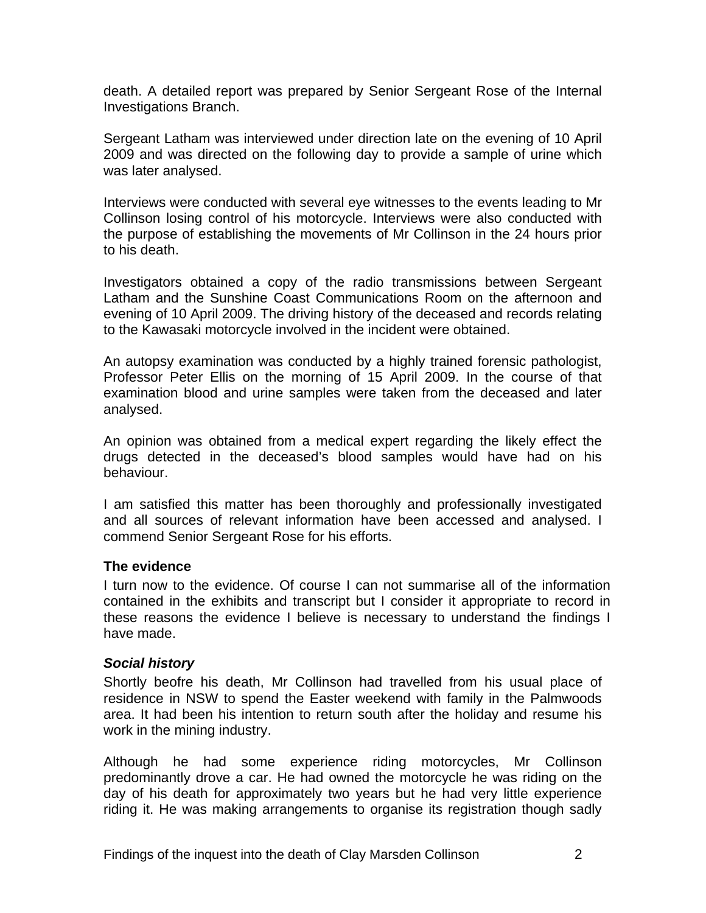death. A detailed report was prepared by Senior Sergeant Rose of the Internal Investigations Branch.

Sergeant Latham was interviewed under direction late on the evening of 10 April 2009 and was directed on the following day to provide a sample of urine which was later analysed.

Interviews were conducted with several eye witnesses to the events leading to Mr Collinson losing control of his motorcycle. Interviews were also conducted with the purpose of establishing the movements of Mr Collinson in the 24 hours prior to his death.

Investigators obtained a copy of the radio transmissions between Sergeant Latham and the Sunshine Coast Communications Room on the afternoon and evening of 10 April 2009. The driving history of the deceased and records relating to the Kawasaki motorcycle involved in the incident were obtained.

An autopsy examination was conducted by a highly trained forensic pathologist, Professor Peter Ellis on the morning of 15 April 2009. In the course of that examination blood and urine samples were taken from the deceased and later analysed.

An opinion was obtained from a medical expert regarding the likely effect the drugs detected in the deceased's blood samples would have had on his behaviour.

I am satisfied this matter has been thoroughly and professionally investigated and all sources of relevant information have been accessed and analysed. I commend Senior Sergeant Rose for his efforts.

## The evidence

I turn now to the evidence. Of course I can not summarise all of the information contained in the exhibits and transcript but I consider it appropriate to record in these reasons the evidence I believe is necessary to understand the findings I have made.

### *Social history*

Shortly beofre his death, Mr Collinson had travelled from his usual place of residence in NSW to spend the Easter weekend with family in the Palmwoods area. It had been his intention to return south after the holiday and resume his work in the mining industry.

Although he had some experience riding motorcycles, Mr Collinson predominantly drove a car. He had owned the motorcycle he was riding on the day of his death for approximately two years but he had very little experience riding it. He was making arrangements to organise its registration though sadly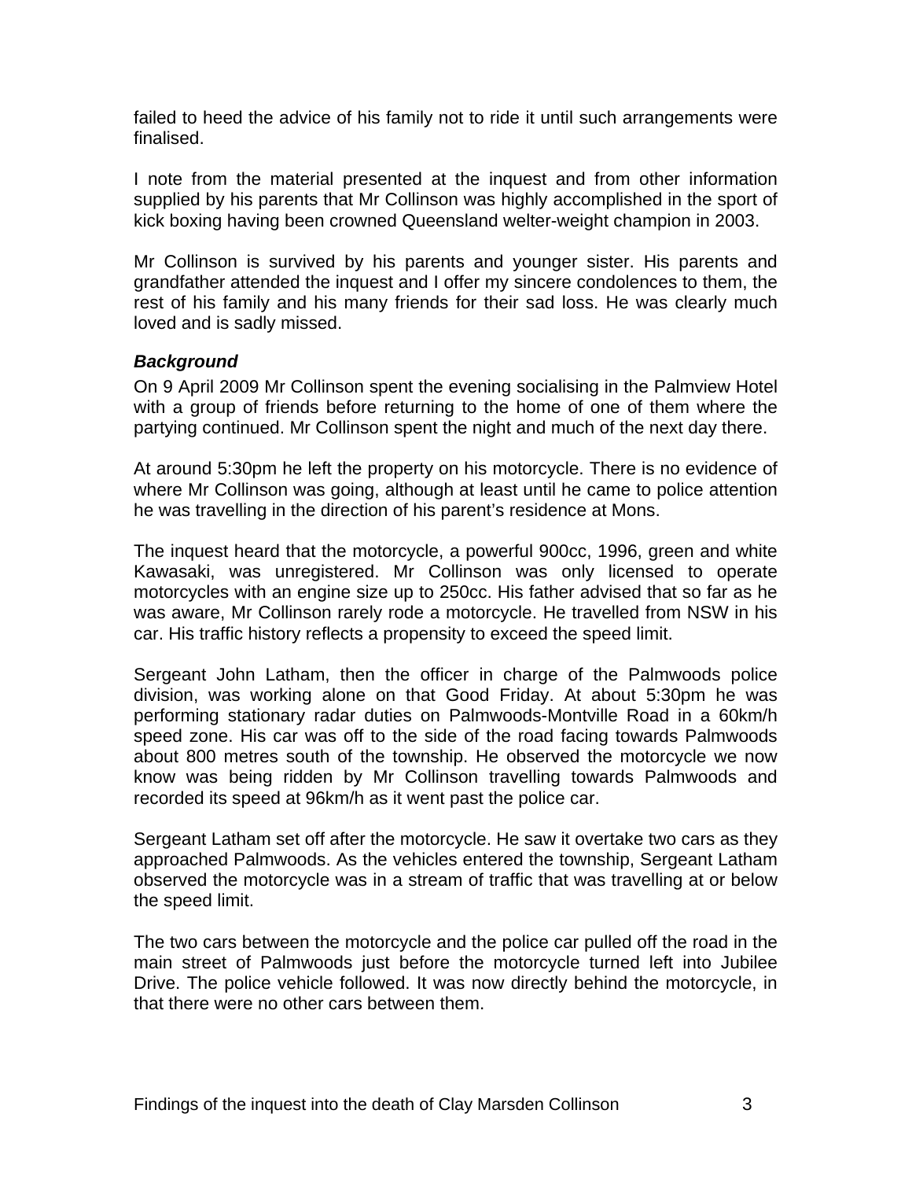failed to heed the advice of his family not to ride it until such arrangements were finalised.

I note from the material presented at the inquest and from other information supplied by his parents that Mr Collinson was highly accomplished in the sport of kick boxing having been crowned Queensland welter-weight champion in 2003.

Mr Collinson is survived by his parents and younger sister. His parents and grandfather attended the inquest and I offer my sincere condolences to them, the rest of his family and his many friends for their sad loss. He was clearly much loved and is sadly missed.

### *Background*

On 9 April 2009 Mr Collinson spent the evening socialising in the Palmview Hotel with a group of friends before returning to the home of one of them where the partying continued. Mr Collinson spent the night and much of the next day there.

At around 5:30pm he left the property on his motorcycle. There is no evidence of where Mr Collinson was going, although at least until he came to police attention he was travelling in the direction of his parent's residence at Mons.

The inquest heard that the motorcycle, a powerful 900cc, 1996, green and white Kawasaki, was unregistered. Mr Collinson was only licensed to operate motorcycles with an engine size up to 250cc. His father advised that so far as he was aware, Mr Collinson rarely rode a motorcycle. He travelled from NSW in his car. His traffic history reflects a propensity to exceed the speed limit.

Sergeant John Latham, then the officer in charge of the Palmwoods police division, was working alone on that Good Friday. At about 5:30pm he was performing stationary radar duties on Palmwoods-Montville Road in a 60km/h speed zone. His car was off to the side of the road facing towards Palmwoods about 800 metres south of the township. He observed the motorcycle we now know was being ridden by Mr Collinson travelling towards Palmwoods and recorded its speed at 96km/h as it went past the police car.

Sergeant Latham set off after the motorcycle. He saw it overtake two cars as they approached Palmwoods. As the vehicles entered the township, Sergeant Latham observed the motorcycle was in a stream of traffic that was travelling at or below the speed limit.

The two cars between the motorcycle and the police car pulled off the road in the main street of Palmwoods just before the motorcycle turned left into Jubilee Drive. The police vehicle followed. It was now directly behind the motorcycle, in that there were no other cars between them.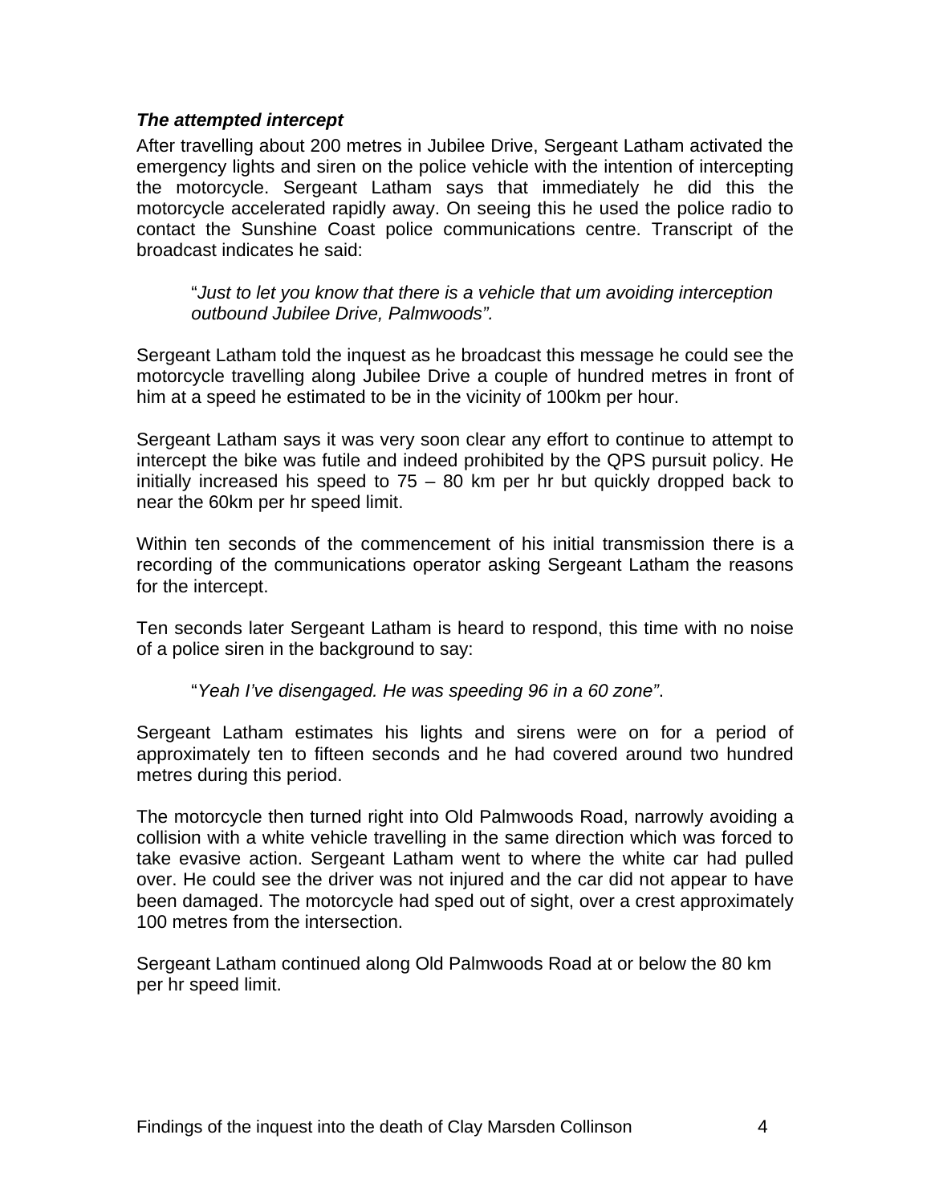### ***The attempted intercept***

After travelling about 200 metres in Jubilee Drive, Sergeant Latham activated the emergency lights and siren on the police vehicle with the intention of intercepting the motorcycle. Sergeant Latham says that immediately he did this the motorcycle accelerated rapidly away. On seeing this he used the police radio to contact the Sunshine Coast police communications centre. Transcript of the broadcast indicates he said:

> "*Just to let you know that there is a vehicle that um avoiding interception outbound Jubilee Drive, Palmwoods".*

Sergeant Latham told the inquest as he broadcast this message he could see the motorcycle travelling along Jubilee Drive a couple of hundred metres in front of him at a speed he estimated to be in the vicinity of 100km per hour.

Sergeant Latham says it was very soon clear any effort to continue to attempt to intercept the bike was futile and indeed prohibited by the QPS pursuit policy. He initially increased his speed to 75 – 80 km per hr but quickly dropped back to near the 60km per hr speed limit.

Within ten seconds of the commencement of his initial transmission there is a recording of the communications operator asking Sergeant Latham the reasons for the intercept.

Ten seconds later Sergeant Latham is heard to respond, this time with no noise of a police siren in the background to say:

> "*Yeah I've disengaged. He was speeding 96 in a 60 zone"*.

Sergeant Latham estimates his lights and sirens were on for a period of approximately ten to fifteen seconds and he had covered around two hundred metres during this period.

The motorcycle then turned right into Old Palmwoods Road, narrowly avoiding a collision with a white vehicle travelling in the same direction which was forced to take evasive action. Sergeant Latham went to where the white car had pulled over. He could see the driver was not injured and the car did not appear to have been damaged. The motorcycle had sped out of sight, over a crest approximately 100 metres from the intersection.

Sergeant Latham continued along Old Palmwoods Road at or below the 80 km per hr speed limit.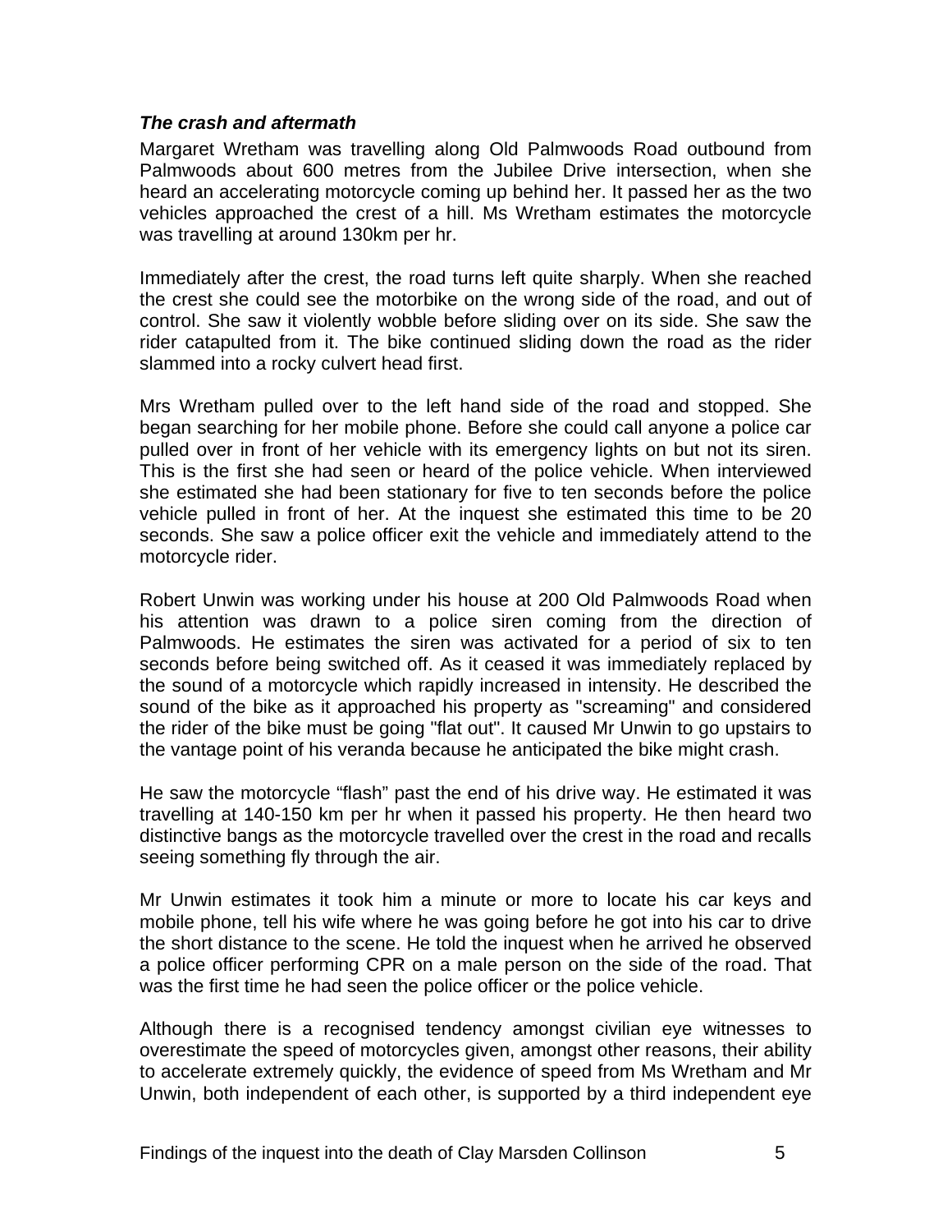***The crash and aftermath***

Margaret Wretham was travelling along Old Palmwoods Road outbound from Palmwoods about 600 metres from the Jubilee Drive intersection, when she heard an accelerating motorcycle coming up behind her. It passed her as the two vehicles approached the crest of a hill. Ms Wretham estimates the motorcycle was travelling at around 130km per hr.

Immediately after the crest, the road turns left quite sharply. When she reached the crest she could see the motorbike on the wrong side of the road, and out of control. She saw it violently wobble before sliding over on its side. She saw the rider catapulted from it. The bike continued sliding down the road as the rider slammed into a rocky culvert head first.

Mrs Wretham pulled over to the left hand side of the road and stopped. She began searching for her mobile phone. Before she could call anyone a police car pulled over in front of her vehicle with its emergency lights on but not its siren. This is the first she had seen or heard of the police vehicle. When interviewed she estimated she had been stationary for five to ten seconds before the police vehicle pulled in front of her. At the inquest she estimated this time to be 20 seconds. She saw a police officer exit the vehicle and immediately attend to the motorcycle rider.

Robert Unwin was working under his house at 200 Old Palmwoods Road when his attention was drawn to a police siren coming from the direction of Palmwoods. He estimates the siren was activated for a period of six to ten seconds before being switched off. As it ceased it was immediately replaced by the sound of a motorcycle which rapidly increased in intensity. He described the sound of the bike as it approached his property as "screaming" and considered the rider of the bike must be going "flat out". It caused Mr Unwin to go upstairs to the vantage point of his veranda because he anticipated the bike might crash.

He saw the motorcycle “flash” past the end of his drive way. He estimated it was travelling at 140-150 km per hr when it passed his property. He then heard two distinctive bangs as the motorcycle travelled over the crest in the road and recalls seeing something fly through the air.

Mr Unwin estimates it took him a minute or more to locate his car keys and mobile phone, tell his wife where he was going before he got into his car to drive the short distance to the scene. He told the inquest when he arrived he observed a police officer performing CPR on a male person on the side of the road. That was the first time he had seen the police officer or the police vehicle.

Although there is a recognised tendency amongst civilian eye witnesses to overestimate the speed of motorcycles given, amongst other reasons, their ability to accelerate extremely quickly, the evidence of speed from Ms Wretham and Mr Unwin, both independent of each other, is supported by a third independent eye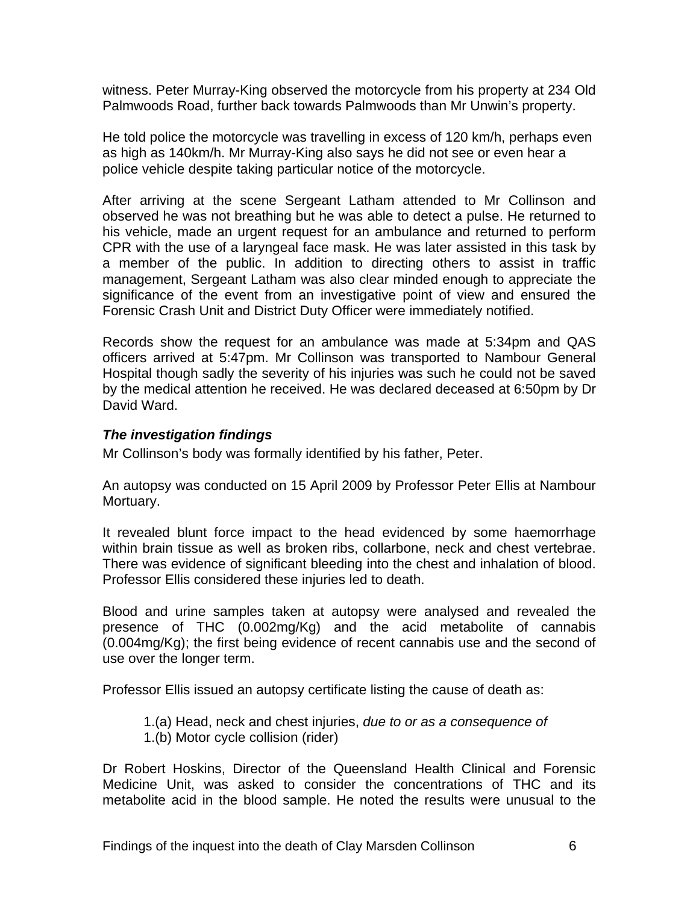witness. Peter Murray-King observed the motorcycle from his property at 234 Old Palmwoods Road, further back towards Palmwoods than Mr Unwin's property.

He told police the motorcycle was travelling in excess of 120 km/h, perhaps even as high as 140km/h. Mr Murray-King also says he did not see or even hear a police vehicle despite taking particular notice of the motorcycle.

After arriving at the scene Sergeant Latham attended to Mr Collinson and observed he was not breathing but he was able to detect a pulse. He returned to his vehicle, made an urgent request for an ambulance and returned to perform CPR with the use of a laryngeal face mask. He was later assisted in this task by a member of the public. In addition to directing others to assist in traffic management, Sergeant Latham was also clear minded enough to appreciate the significance of the event from an investigative point of view and ensured the Forensic Crash Unit and District Duty Officer were immediately notified.

Records show the request for an ambulance was made at 5:34pm and QAS officers arrived at 5:47pm. Mr Collinson was transported to Nambour General Hospital though sadly the severity of his injuries was such he could not be saved by the medical attention he received. He was declared deceased at 6:50pm by Dr David Ward.

### *The investigation findings*

Mr Collinson's body was formally identified by his father, Peter.

An autopsy was conducted on 15 April 2009 by Professor Peter Ellis at Nambour Mortuary.

It revealed blunt force impact to the head evidenced by some haemorrhage within brain tissue as well as broken ribs, collarbone, neck and chest vertebrae. There was evidence of significant bleeding into the chest and inhalation of blood. Professor Ellis considered these injuries led to death.

Blood and urine samples taken at autopsy were analysed and revealed the presence of THC (0.002mg/Kg) and the acid metabolite of cannabis (0.004mg/Kg); the first being evidence of recent cannabis use and the second of use over the longer term.

Professor Ellis issued an autopsy certificate listing the cause of death as:

> 1.(a) Head, neck and chest injuries, *due to or as a consequence of*
> 1.(b) Motor cycle collision (rider)

Dr Robert Hoskins, Director of the Queensland Health Clinical and Forensic Medicine Unit, was asked to consider the concentrations of THC and its metabolite acid in the blood sample. He noted the results were unusual to the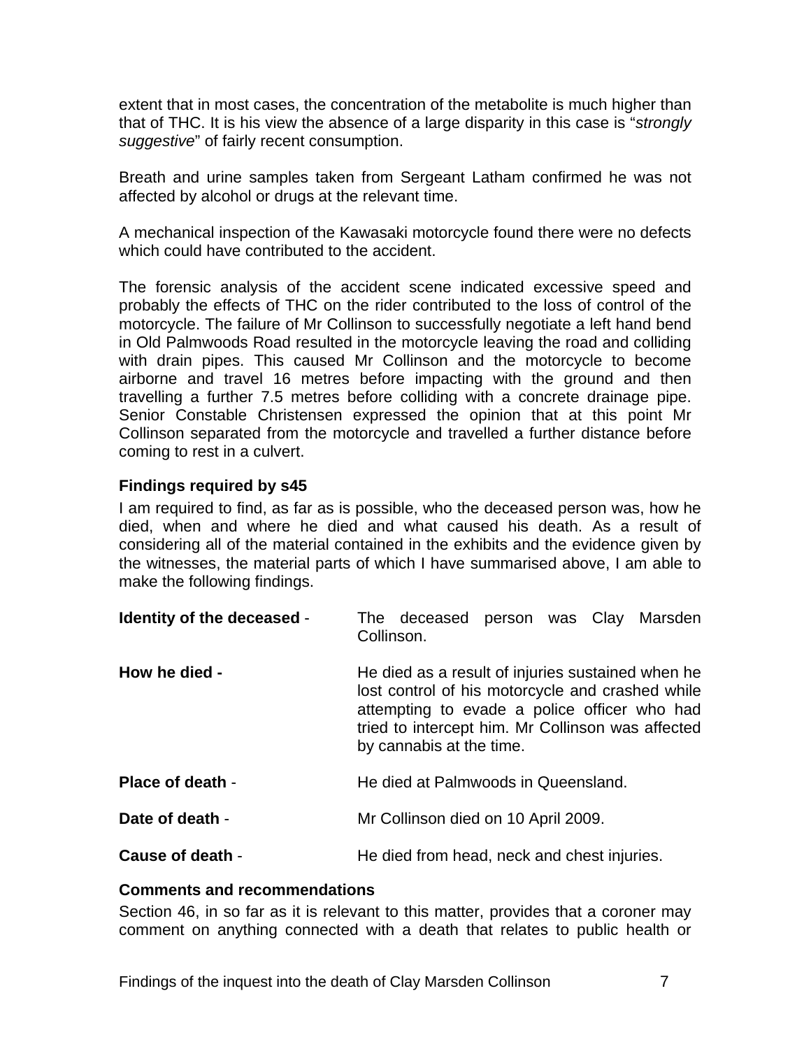extent that in most cases, the concentration of the metabolite is much higher than that of THC. It is his view the absence of a large disparity in this case is "*strongly suggestive*" of fairly recent consumption.

Breath and urine samples taken from Sergeant Latham confirmed he was not affected by alcohol or drugs at the relevant time.

A mechanical inspection of the Kawasaki motorcycle found there were no defects which could have contributed to the accident.

The forensic analysis of the accident scene indicated excessive speed and probably the effects of THC on the rider contributed to the loss of control of the motorcycle. The failure of Mr Collinson to successfully negotiate a left hand bend in Old Palmwoods Road resulted in the motorcycle leaving the road and colliding with drain pipes. This caused Mr Collinson and the motorcycle to become airborne and travel 16 metres before impacting with the ground and then travelling a further 7.5 metres before colliding with a concrete drainage pipe. Senior Constable Christensen expressed the opinion that at this point Mr Collinson separated from the motorcycle and travelled a further distance before coming to rest in a culvert.

### Findings required by s45

I am required to find, as far as is possible, who the deceased person was, how he died, when and where he died and what caused his death. As a result of considering all of the material contained in the exhibits and the evidence given by the witnesses, the material parts of which I have summarised above, I am able to make the following findings.

**Identity of the deceased** - The deceased person was Clay Marsden Collinson.

**How he died -** He died as a result of injuries sustained when he lost control of his motorcycle and crashed while attempting to evade a police officer who had tried to intercept him. Mr Collinson was affected by cannabis at the time.

**Place of death** - He died at Palmwoods in Queensland.

**Date of death** - Mr Collinson died on 10 April 2009.

**Cause of death** - He died from head, neck and chest injuries.

### Comments and recommendations

Section 46, in so far as it is relevant to this matter, provides that a coroner may comment on anything connected with a death that relates to public health or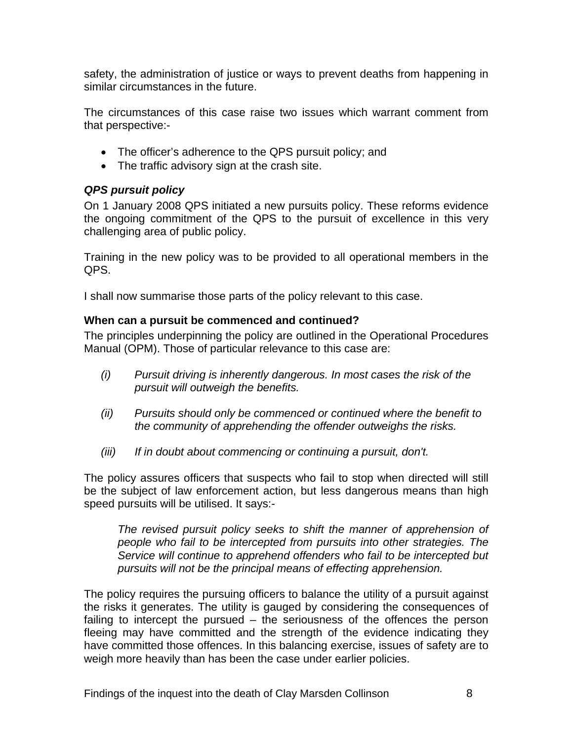safety, the administration of justice or ways to prevent deaths from happening in similar circumstances in the future.

The circumstances of this case raise two issues which warrant comment from that perspective:-

- The officer's adherence to the QPS pursuit policy; and
- The traffic advisory sign at the crash site.

### *QPS pursuit policy*

On 1 January 2008 QPS initiated a new pursuits policy. These reforms evidence the ongoing commitment of the QPS to the pursuit of excellence in this very challenging area of public policy.

Training in the new policy was to be provided to all operational members in the QPS.

I shall now summarise those parts of the policy relevant to this case.

### When can a pursuit be commenced and continued?

The principles underpinning the policy are outlined in the Operational Procedures Manual (OPM). Those of particular relevance to this case are:

*(i) Pursuit driving is inherently dangerous. In most cases the risk of the pursuit will outweigh the benefits.*

*(ii) Pursuits should only be commenced or continued where the benefit to the community of apprehending the offender outweighs the risks.*

*(iii) If in doubt about commencing or continuing a pursuit, don't.*

The policy assures officers that suspects who fail to stop when directed will still be the subject of law enforcement action, but less dangerous means than high speed pursuits will be utilised. It says:-

> *The revised pursuit policy seeks to shift the manner of apprehension of people who fail to be intercepted from pursuits into other strategies. The Service will continue to apprehend offenders who fail to be intercepted but pursuits will not be the principal means of effecting apprehension.*

The policy requires the pursuing officers to balance the utility of a pursuit against the risks it generates. The utility is gauged by considering the consequences of failing to intercept the pursued – the seriousness of the offences the person fleeing may have committed and the strength of the evidence indicating they have committed those offences. In this balancing exercise, issues of safety are to weigh more heavily than has been the case under earlier policies.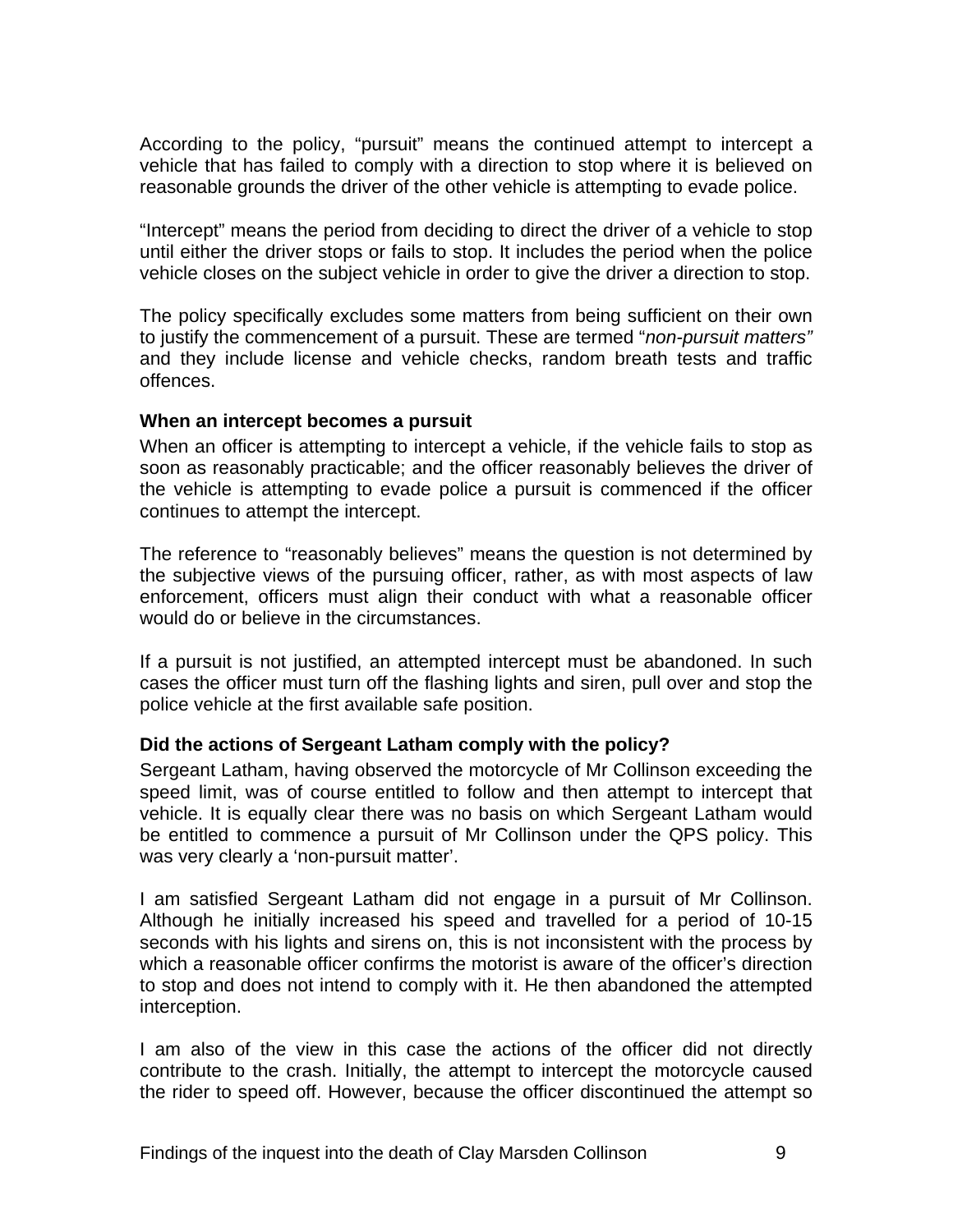According to the policy, "pursuit" means the continued attempt to intercept a vehicle that has failed to comply with a direction to stop where it is believed on reasonable grounds the driver of the other vehicle is attempting to evade police.

"Intercept" means the period from deciding to direct the driver of a vehicle to stop until either the driver stops or fails to stop. It includes the period when the police vehicle closes on the subject vehicle in order to give the driver a direction to stop.

The policy specifically excludes some matters from being sufficient on their own to justify the commencement of a pursuit. These are termed "*non-pursuit matters"* and they include license and vehicle checks, random breath tests and traffic offences.

**When an intercept becomes a pursuit**

When an officer is attempting to intercept a vehicle, if the vehicle fails to stop as soon as reasonably practicable; and the officer reasonably believes the driver of the vehicle is attempting to evade police a pursuit is commenced if the officer continues to attempt the intercept.

The reference to "reasonably believes" means the question is not determined by the subjective views of the pursuing officer, rather, as with most aspects of law enforcement, officers must align their conduct with what a reasonable officer would do or believe in the circumstances.

If a pursuit is not justified, an attempted intercept must be abandoned. In such cases the officer must turn off the flashing lights and siren, pull over and stop the police vehicle at the first available safe position.

**Did the actions of Sergeant Latham comply with the policy?**

Sergeant Latham, having observed the motorcycle of Mr Collinson exceeding the speed limit, was of course entitled to follow and then attempt to intercept that vehicle. It is equally clear there was no basis on which Sergeant Latham would be entitled to commence a pursuit of Mr Collinson under the QPS policy. This was very clearly a 'non-pursuit matter'.

I am satisfied Sergeant Latham did not engage in a pursuit of Mr Collinson. Although he initially increased his speed and travelled for a period of 10-15 seconds with his lights and sirens on, this is not inconsistent with the process by which a reasonable officer confirms the motorist is aware of the officer's direction to stop and does not intend to comply with it. He then abandoned the attempted interception.

I am also of the view in this case the actions of the officer did not directly contribute to the crash. Initially, the attempt to intercept the motorcycle caused the rider to speed off. However, because the officer discontinued the attempt so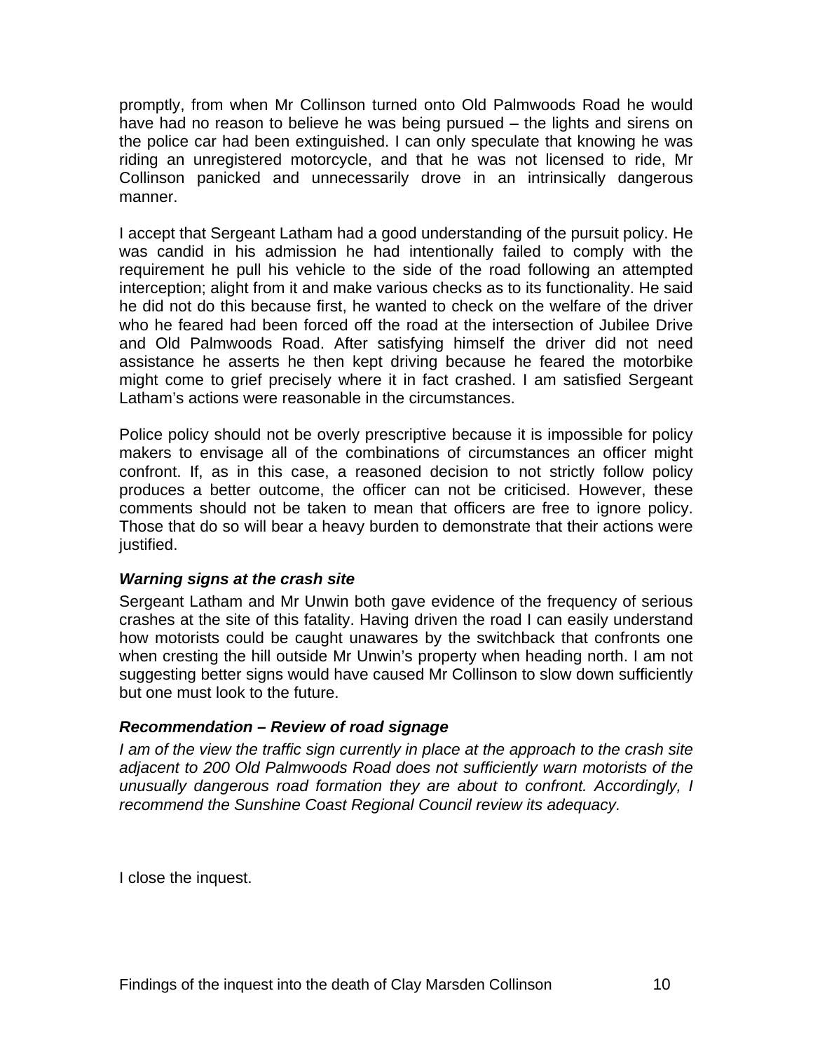promptly, from when Mr Collinson turned onto Old Palmwoods Road he would have had no reason to believe he was being pursued – the lights and sirens on the police car had been extinguished. I can only speculate that knowing he was riding an unregistered motorcycle, and that he was not licensed to ride, Mr Collinson panicked and unnecessarily drove in an intrinsically dangerous manner.

I accept that Sergeant Latham had a good understanding of the pursuit policy. He was candid in his admission he had intentionally failed to comply with the requirement he pull his vehicle to the side of the road following an attempted interception; alight from it and make various checks as to its functionality. He said he did not do this because first, he wanted to check on the welfare of the driver who he feared had been forced off the road at the intersection of Jubilee Drive and Old Palmwoods Road. After satisfying himself the driver did not need assistance he asserts he then kept driving because he feared the motorbike might come to grief precisely where it in fact crashed. I am satisfied Sergeant Latham's actions were reasonable in the circumstances.

Police policy should not be overly prescriptive because it is impossible for policy makers to envisage all of the combinations of circumstances an officer might confront. If, as in this case, a reasoned decision to not strictly follow policy produces a better outcome, the officer can not be criticised. However, these comments should not be taken to mean that officers are free to ignore policy. Those that do so will bear a heavy burden to demonstrate that their actions were justified.

### *Warning signs at the crash site*

Sergeant Latham and Mr Unwin both gave evidence of the frequency of serious crashes at the site of this fatality. Having driven the road I can easily understand how motorists could be caught unawares by the switchback that confronts one when cresting the hill outside Mr Unwin's property when heading north. I am not suggesting better signs would have caused Mr Collinson to slow down sufficiently but one must look to the future.

### *Recommendation – Review of road signage*

*I am of the view the traffic sign currently in place at the approach to the crash site adjacent to 200 Old Palmwoods Road does not sufficiently warn motorists of the unusually dangerous road formation they are about to confront. Accordingly, I recommend the Sunshine Coast Regional Council review its adequacy.*

I close the inquest.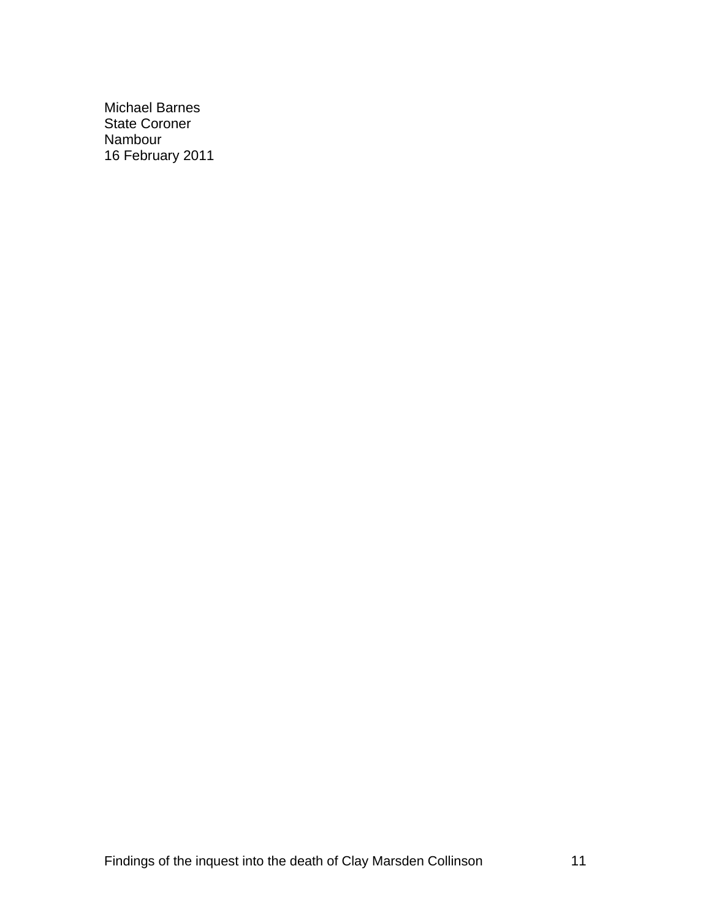Michael Barnes
State Coroner
Nambour
16 February 2011